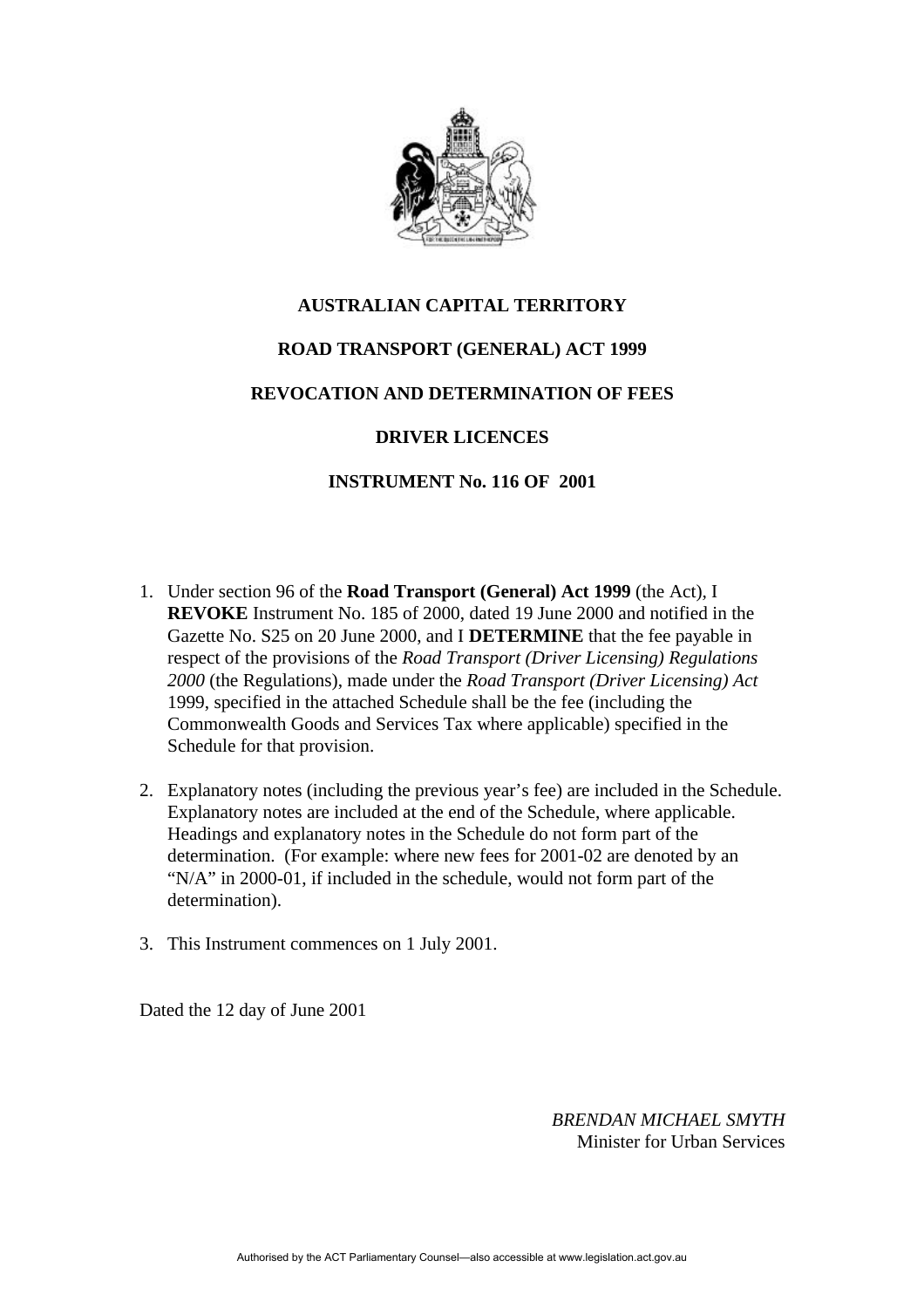**AUSTRALIAN CAPITAL TERRITORY**

**ROAD TRANSPORT (GENERAL) ACT 1999**

**REVOCATION AND DETERMINATION OF FEES**

**DRIVER LICENCES**

**INSTRUMENT No. 116 OF 2001**

1. Under section 96 of the **Road Transport (General) Act 1999** (the Act), I **REVOKE** Instrument No. 185 of 2000, dated 19 June 2000 and notified in the Gazette No. S25 on 20 June 2000, and I **DETERMINE** that the fee payable in respect of the provisions of the *Road Transport (Driver Licensing) Regulations 2000* (the Regulations), made under the *Road Transport (Driver Licensing) Act* 1999, specified in the attached Schedule shall be the fee (including the Commonwealth Goods and Services Tax where applicable) specified in the Schedule for that provision.

2. Explanatory notes (including the previous year's fee) are included in the Schedule. Explanatory notes are included at the end of the Schedule, where applicable. Headings and explanatory notes in the Schedule do not form part of the determination. (For example: where new fees for 2001-02 are denoted by an "N/A" in 2000-01, if included in the schedule, would not form part of the determination).

3. This Instrument commences on 1 July 2001.

Dated the 12 day of June 2001

*BRENDAN MICHAEL SMYTH*
Minister for Urban Services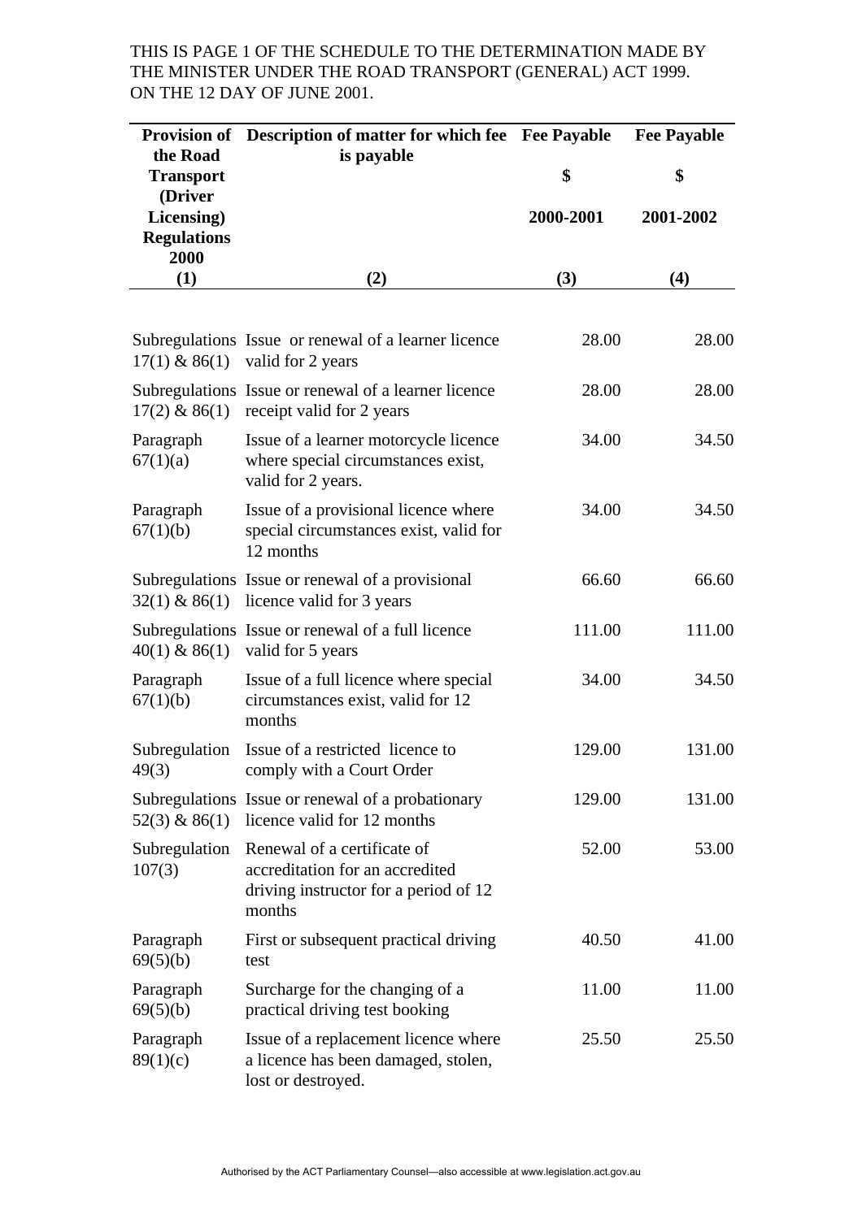THIS IS PAGE 1 OF THE SCHEDULE TO THE DETERMINATION MADE BY THE MINISTER UNDER THE ROAD TRANSPORT (GENERAL) ACT 1999. ON THE 12 DAY OF JUNE 2001.

| Provision of the Road Transport (Driver Licensing) Regulations 2000 | Description of matter for which fee is payable | Fee Payable $ 2000-2001 | Fee Payable $ 2001-2002 |
|---|---|---|---|
| (1) | (2) | (3) | (4) |
| Subregulations 17(1) & 86(1) | Issue or renewal of a learner licence valid for 2 years | 28.00 | 28.00 |
| Subregulations 17(2) & 86(1) | Issue or renewal of a learner licence receipt valid for 2 years | 28.00 | 28.00 |
| Paragraph 67(1)(a) | Issue of a learner motorcycle licence where special circumstances exist, valid for 2 years. | 34.00 | 34.50 |
| Paragraph 67(1)(b) | Issue of a provisional licence where special circumstances exist, valid for 12 months | 34.00 | 34.50 |
| Subregulations 32(1) & 86(1) | Issue or renewal of a provisional licence valid for 3 years | 66.60 | 66.60 |
| Subregulations 40(1) & 86(1) | Issue or renewal of a full licence valid for 5 years | 111.00 | 111.00 |
| Paragraph 67(1)(b) | Issue of a full licence where special circumstances exist, valid for 12 months | 34.00 | 34.50 |
| Subregulation 49(3) | Issue of a restricted licence to comply with a Court Order | 129.00 | 131.00 |
| Subregulations 52(3) & 86(1) | Issue or renewal of a probationary licence valid for 12 months | 129.00 | 131.00 |
| Subregulation 107(3) | Renewal of a certificate of accreditation for an accredited driving instructor for a period of 12 months | 52.00 | 53.00 |
| Paragraph 69(5)(b) | First or subsequent practical driving test | 40.50 | 41.00 |
| Paragraph 69(5)(b) | Surcharge for the changing of a practical driving test booking | 11.00 | 11.00 |
| Paragraph 89(1)(c) | Issue of a replacement licence where a licence has been damaged, stolen, lost or destroyed. | 25.50 | 25.50 |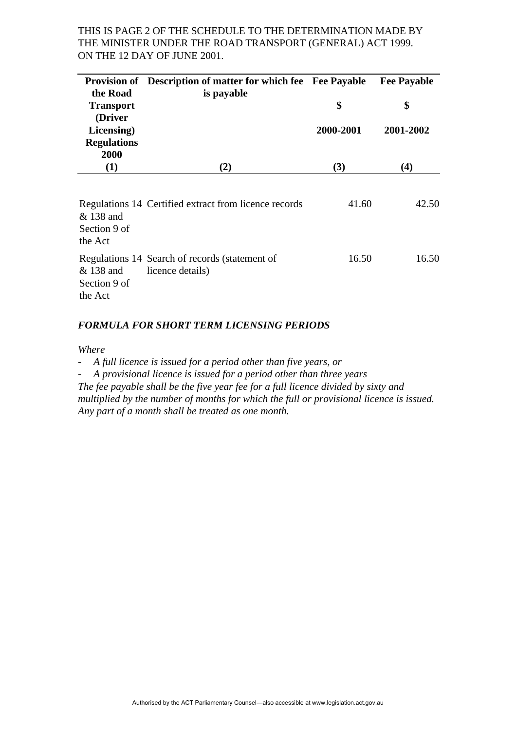THIS IS PAGE 2 OF THE SCHEDULE TO THE DETERMINATION MADE BY THE MINISTER UNDER THE ROAD TRANSPORT (GENERAL) ACT 1999. ON THE 12 DAY OF JUNE 2001.

| **Provision of the Road Transport (Driver Licensing) Regulations 2000** | **Description of matter for which fee is payable** | **Fee Payable $ 2000-2001** | **Fee Payable $ 2001-2002** |
|---|---|---|---|
| **(1)** | **(2)** | **(3)** | **(4)** |
| Regulations 14 & 138 and Section 9 of the Act | Certified extract from licence records | 41.60 | 42.50 |
| Regulations 14 & 138 and Section 9 of the Act | Search of records (statement of licence details) | 16.50 | 16.50 |

***FORMULA FOR SHORT TERM LICENSING PERIODS***

*Where*

- *A full licence is issued for a period other than five years, or*
- *A provisional licence is issued for a period other than three years*

*The fee payable shall be the five year fee for a full licence divided by sixty and multiplied by the number of months for which the full or provisional licence is issued. Any part of a month shall be treated as one month.*